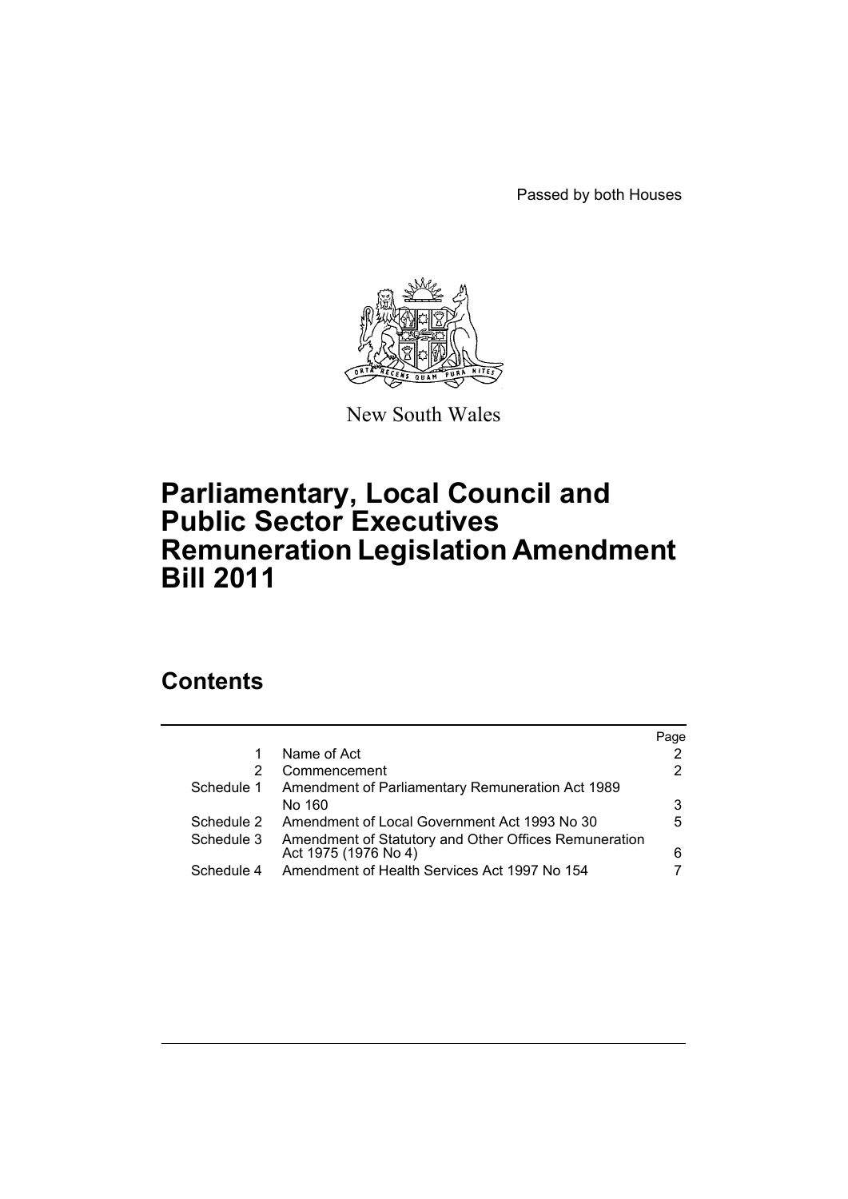Passed by both Houses

New South Wales

# Parliamentary, Local Council and Public Sector Executives Remuneration Legislation Amendment Bill 2011

## Contents

| | | Page |
|---|---|---|
| 1 | Name of Act | 2 |
| 2 | Commencement | 2 |
| Schedule 1 | Amendment of Parliamentary Remuneration Act 1989 No 160 | 3 |
| Schedule 2 | Amendment of Local Government Act 1993 No 30 | 5 |
| Schedule 3 | Amendment of Statutory and Other Offices Remuneration Act 1975 (1976 No 4) | 6 |
| Schedule 4 | Amendment of Health Services Act 1997 No 154 | 7 |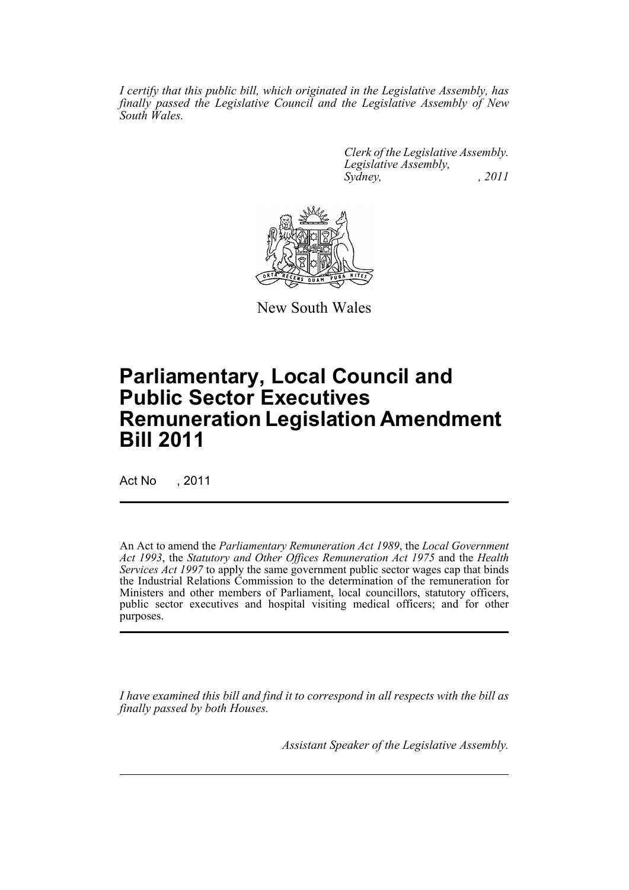*I certify that this public bill, which originated in the Legislative Assembly, has finally passed the Legislative Council and the Legislative Assembly of New South Wales.*

*Clerk of the Legislative Assembly.*
*Legislative Assembly,*
*Sydney, , 2011*

New South Wales

# Parliamentary, Local Council and Public Sector Executives Remuneration Legislation Amendment Bill 2011

Act No , 2011

An Act to amend the *Parliamentary Remuneration Act 1989*, the *Local Government Act 1993*, the *Statutory and Other Offices Remuneration Act 1975* and the *Health Services Act 1997* to apply the same government public sector wages cap that binds the Industrial Relations Commission to the determination of the remuneration for Ministers and other members of Parliament, local councillors, statutory officers, public sector executives and hospital visiting medical officers; and for other purposes.

*I have examined this bill and find it to correspond in all respects with the bill as finally passed by both Houses.*

*Assistant Speaker of the Legislative Assembly.*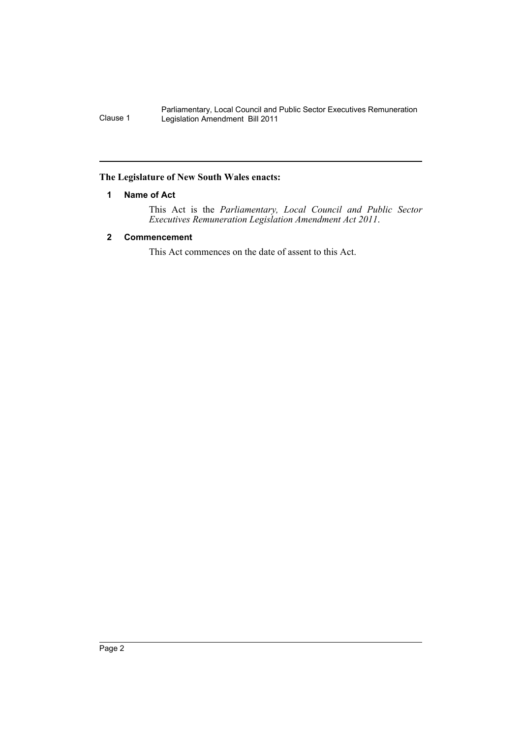**The Legislature of New South Wales enacts:**

### 1 Name of Act

This Act is the *Parliamentary, Local Council and Public Sector Executives Remuneration Legislation Amendment Act 2011*.

### 2 Commencement

This Act commences on the date of assent to this Act.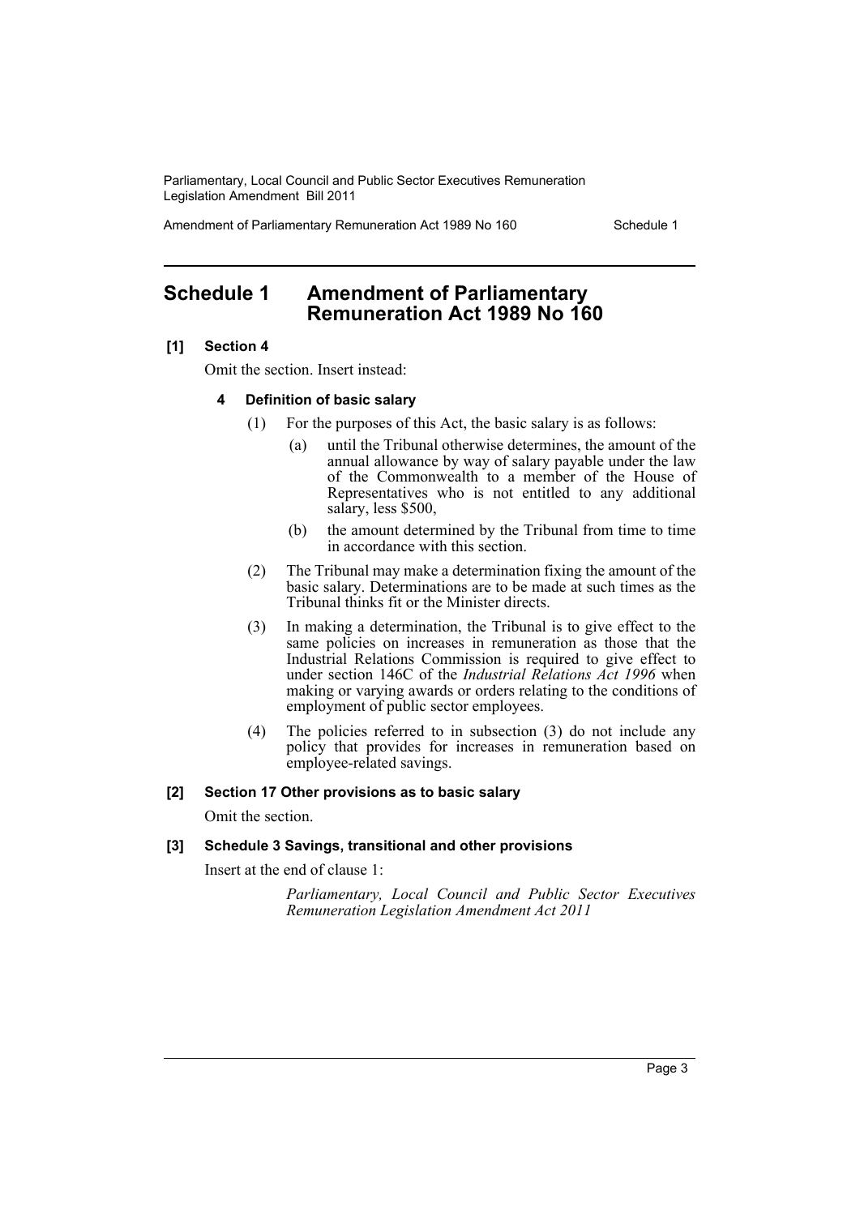# Schedule 1 Amendment of Parliamentary Remuneration Act 1989 No 160

**[1] Section 4**

Omit the section. Insert instead:

**4 Definition of basic salary**

(1) For the purposes of this Act, the basic salary is as follows:

(a) until the Tribunal otherwise determines, the amount of the annual allowance by way of salary payable under the law of the Commonwealth to a member of the House of Representatives who is not entitled to any additional salary, less $500,

(b) the amount determined by the Tribunal from time to time in accordance with this section.

(2) The Tribunal may make a determination fixing the amount of the basic salary. Determinations are to be made at such times as the Tribunal thinks fit or the Minister directs.

(3) In making a determination, the Tribunal is to give effect to the same policies on increases in remuneration as those that the Industrial Relations Commission is required to give effect to under section 146C of the *Industrial Relations Act 1996* when making or varying awards or orders relating to the conditions of employment of public sector employees.

(4) The policies referred to in subsection (3) do not include any policy that provides for increases in remuneration based on employee-related savings.

**[2] Section 17 Other provisions as to basic salary**

Omit the section.

**[3] Schedule 3 Savings, transitional and other provisions**

Insert at the end of clause 1:

*Parliamentary, Local Council and Public Sector Executives Remuneration Legislation Amendment Act 2011*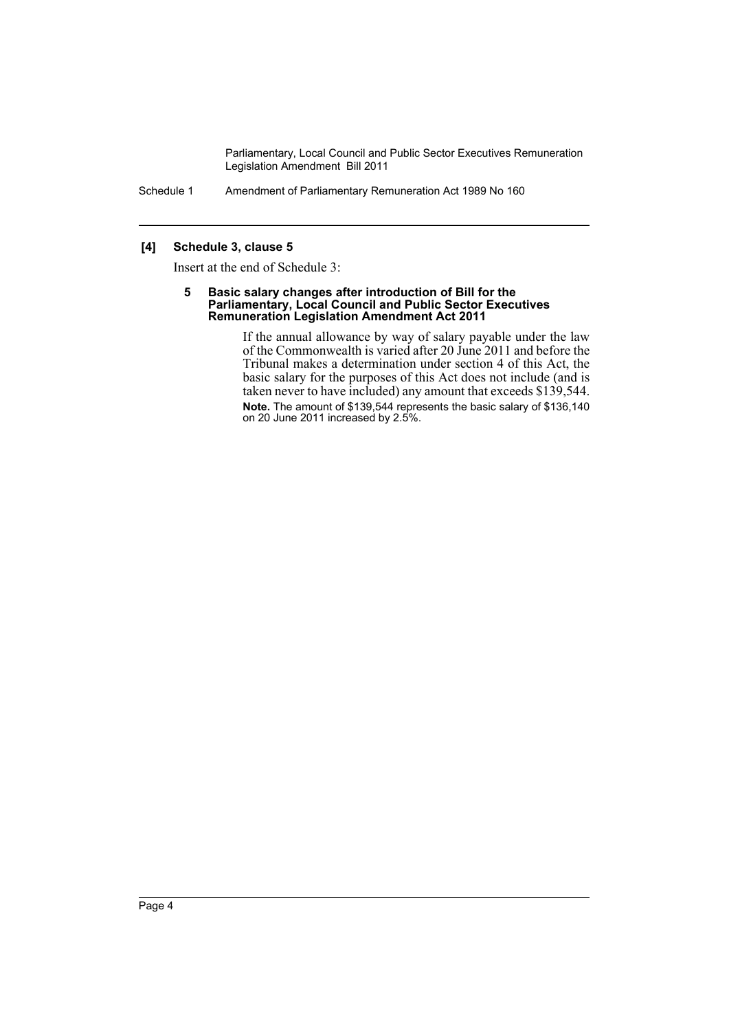**[4] Schedule 3, clause 5**

Insert at the end of Schedule 3:

**5 Basic salary changes after introduction of Bill for the Parliamentary, Local Council and Public Sector Executives Remuneration Legislation Amendment Act 2011**

If the annual allowance by way of salary payable under the law of the Commonwealth is varied after 20 June 2011 and before the Tribunal makes a determination under section 4 of this Act, the basic salary for the purposes of this Act does not include (and is taken never to have included) any amount that exceeds $139,544.

**Note.** The amount of $139,544 represents the basic salary of $136,140 on 20 June 2011 increased by 2.5%.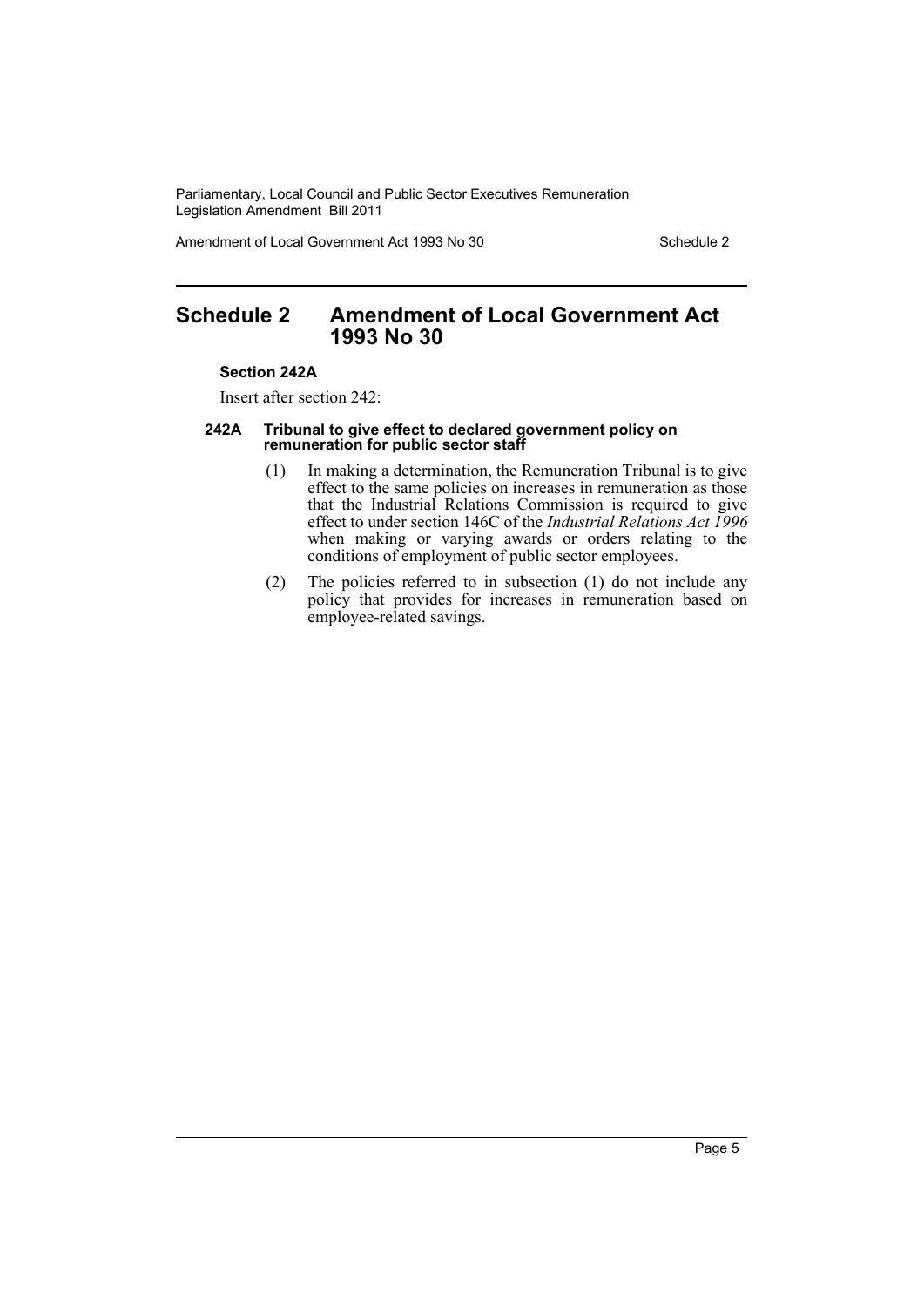# Schedule 2 Amendment of Local Government Act 1993 No 30

**Section 242A**

Insert after section 242:

**242A Tribunal to give effect to declared government policy on remuneration for public sector staff**

(1) In making a determination, the Remuneration Tribunal is to give effect to the same policies on increases in remuneration as those that the Industrial Relations Commission is required to give effect to under section 146C of the *Industrial Relations Act 1996* when making or varying awards or orders relating to the conditions of employment of public sector employees.

(2) The policies referred to in subsection (1) do not include any policy that provides for increases in remuneration based on employee-related savings.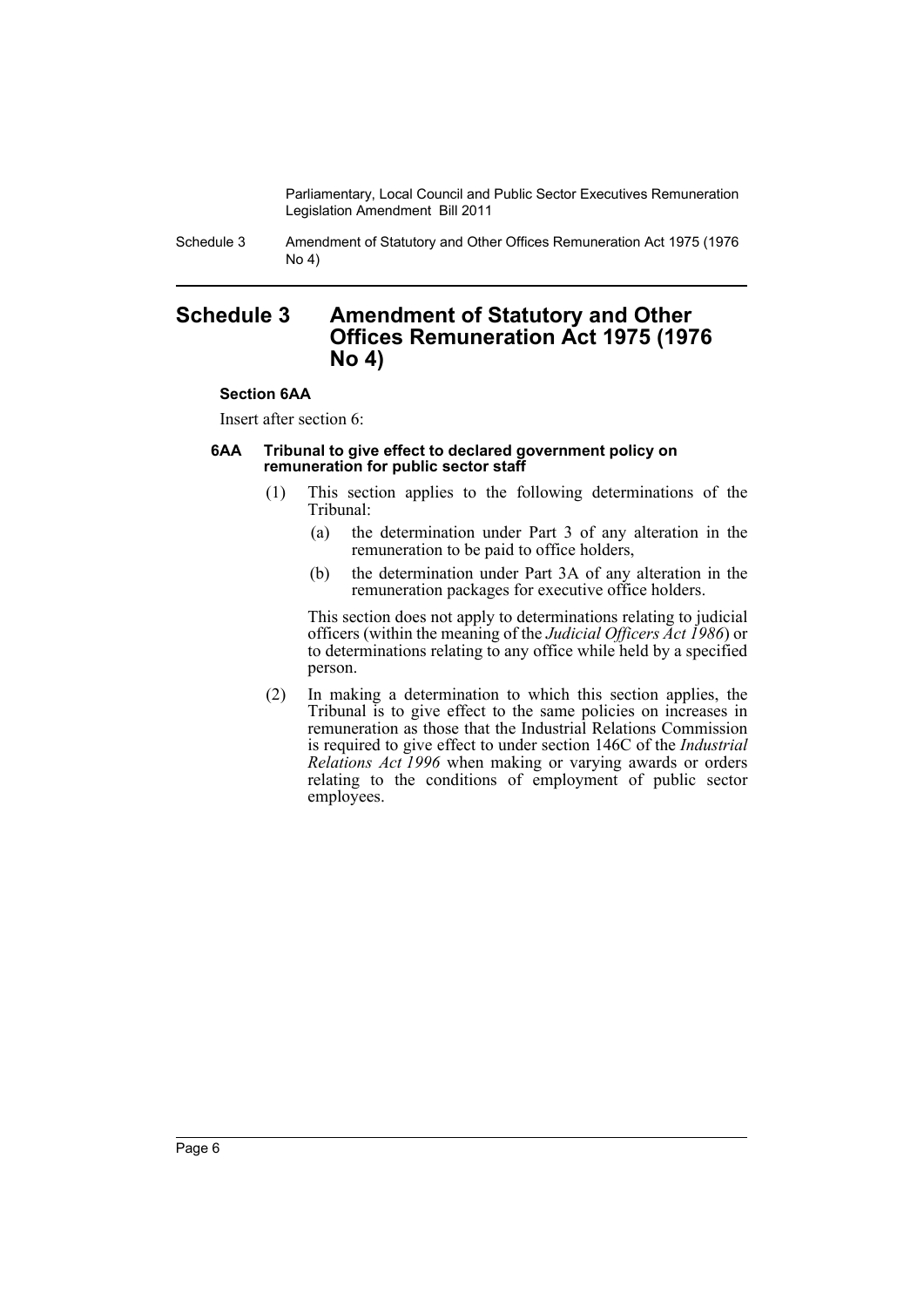# Schedule 3 Amendment of Statutory and Other Offices Remuneration Act 1975 (1976 No 4)

**Section 6AA**

Insert after section 6:

**6AA Tribunal to give effect to declared government policy on remuneration for public sector staff**

(1) This section applies to the following determinations of the Tribunal:

(a) the determination under Part 3 of any alteration in the remuneration to be paid to office holders,

(b) the determination under Part 3A of any alteration in the remuneration packages for executive office holders.

This section does not apply to determinations relating to judicial officers (within the meaning of the *Judicial Officers Act 1986*) or to determinations relating to any office while held by a specified person.

(2) In making a determination to which this section applies, the Tribunal is to give effect to the same policies on increases in remuneration as those that the Industrial Relations Commission is required to give effect to under section 146C of the *Industrial Relations Act 1996* when making or varying awards or orders relating to the conditions of employment of public sector employees.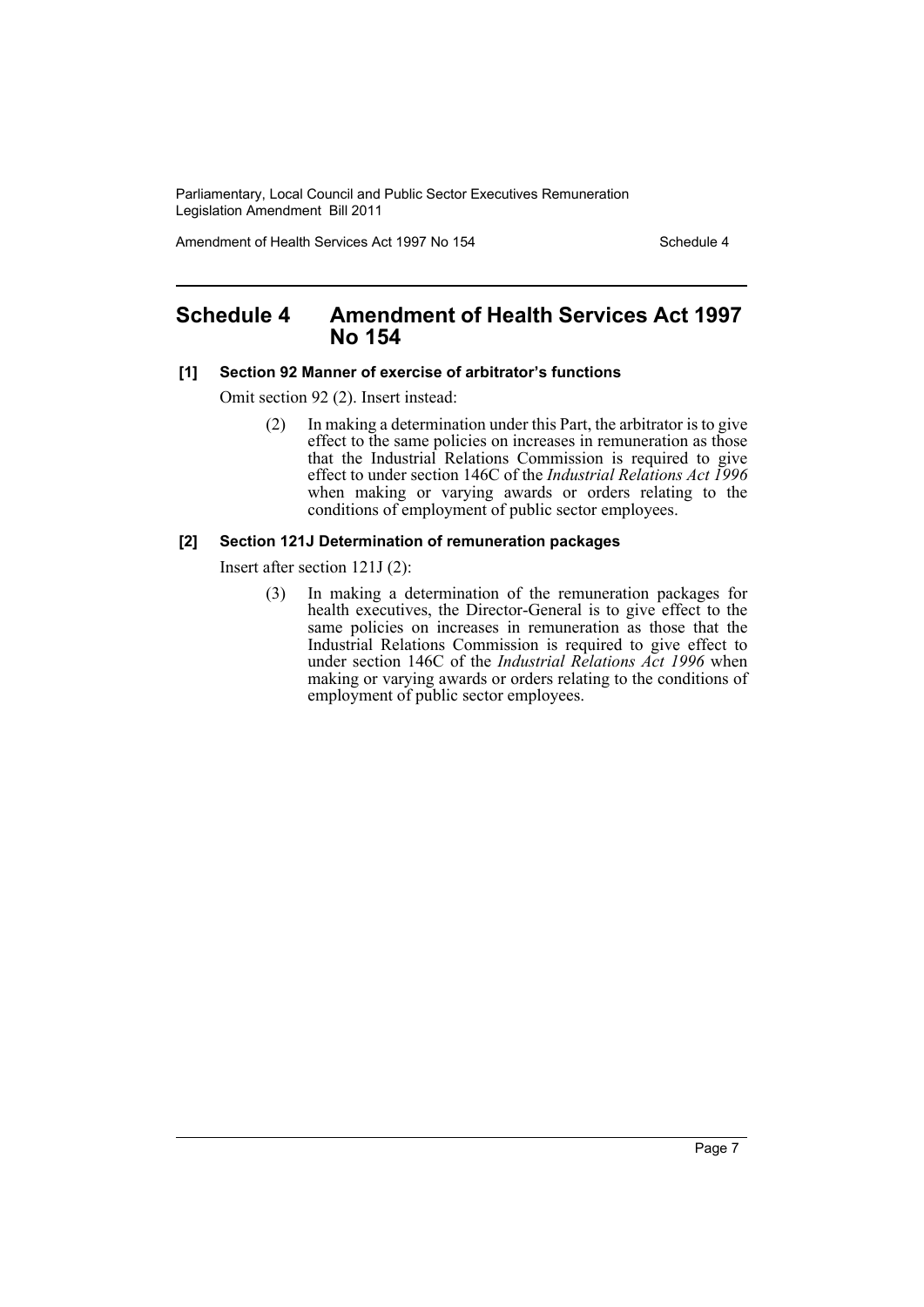## Schedule 4 Amendment of Health Services Act 1997 No 154

### [1] Section 92 Manner of exercise of arbitrator's functions

Omit section 92 (2). Insert instead:

> (2) In making a determination under this Part, the arbitrator is to give effect to the same policies on increases in remuneration as those that the Industrial Relations Commission is required to give effect to under section 146C of the *Industrial Relations Act 1996* when making or varying awards or orders relating to the conditions of employment of public sector employees.

### [2] Section 121J Determination of remuneration packages

Insert after section 121J (2):

> (3) In making a determination of the remuneration packages for health executives, the Director-General is to give effect to the same policies on increases in remuneration as those that the Industrial Relations Commission is required to give effect to under section 146C of the *Industrial Relations Act 1996* when making or varying awards or orders relating to the conditions of employment of public sector employees.